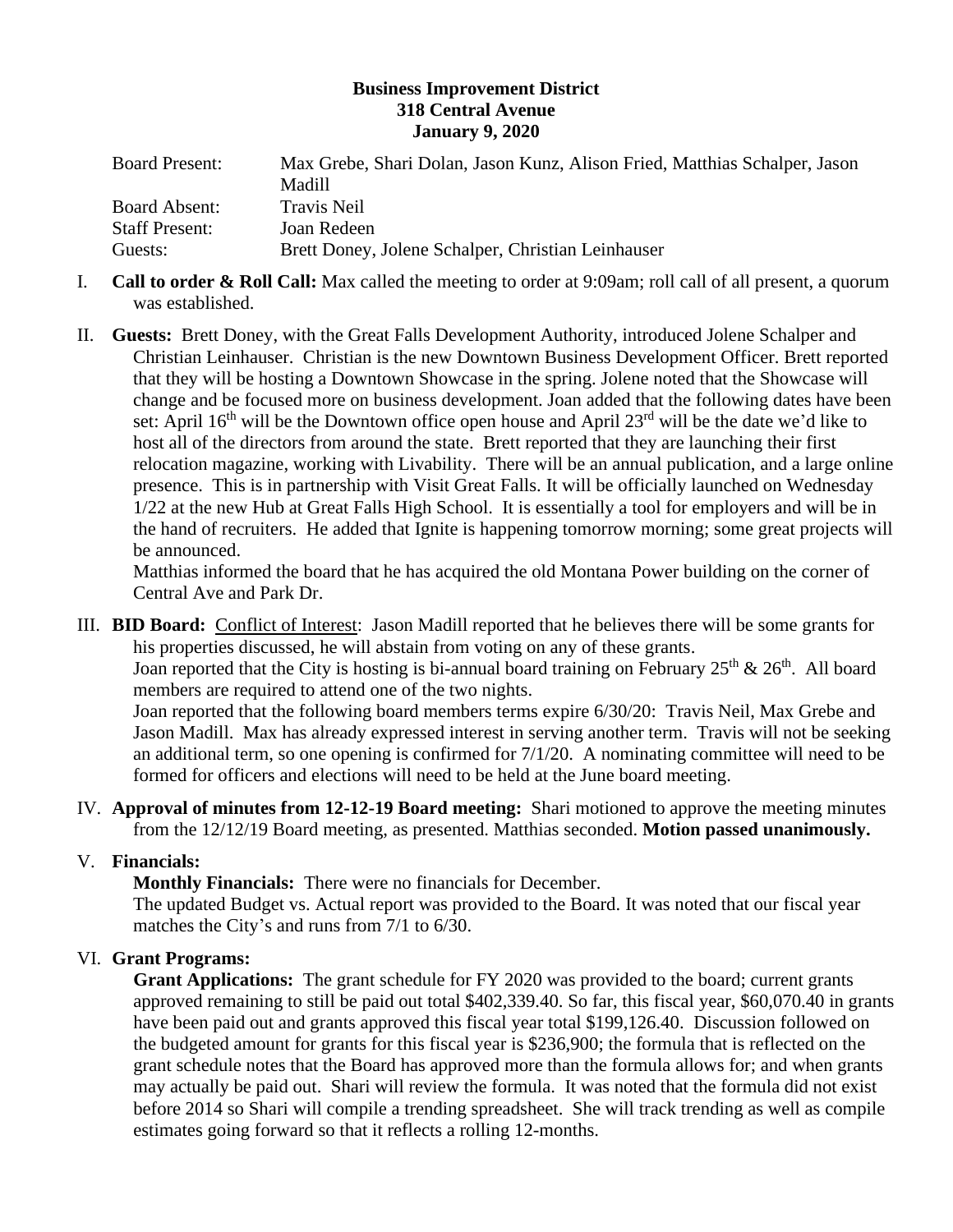**Business Improvement District**
**318 Central Avenue**
**January 9, 2020**

| | |
|---|---|
| Board Present: | Max Grebe, Shari Dolan, Jason Kunz, Alison Fried, Matthias Schalper, Jason Madill |
| Board Absent: | Travis Neil |
| Staff Present: | Joan Redeen |
| Guests: | Brett Doney, Jolene Schalper, Christian Leinhauser |

I. **Call to order & Roll Call:** Max called the meeting to order at 9:09am; roll call of all present, a quorum was established.

II. **Guests:** Brett Doney, with the Great Falls Development Authority, introduced Jolene Schalper and Christian Leinhauser. Christian is the new Downtown Business Development Officer. Brett reported that they will be hosting a Downtown Showcase in the spring. Jolene noted that the Showcase will change and be focused more on business development. Joan added that the following dates have been set: April 16th will be the Downtown office open house and April 23rd will be the date we'd like to host all of the directors from around the state. Brett reported that they are launching their first relocation magazine, working with Livability. There will be an annual publication, and a large online presence. This is in partnership with Visit Great Falls. It will be officially launched on Wednesday 1/22 at the new Hub at Great Falls High School. It is essentially a tool for employers and will be in the hand of recruiters. He added that Ignite is happening tomorrow morning; some great projects will be announced.
Matthias informed the board that he has acquired the old Montana Power building on the corner of Central Ave and Park Dr.

III. **BID Board:** Conflict of Interest: Jason Madill reported that he believes there will be some grants for his properties discussed, he will abstain from voting on any of these grants.
Joan reported that the City is hosting is bi-annual board training on February 25th & 26th. All board members are required to attend one of the two nights.
Joan reported that the following board members terms expire 6/30/20: Travis Neil, Max Grebe and Jason Madill. Max has already expressed interest in serving another term. Travis will not be seeking an additional term, so one opening is confirmed for 7/1/20. A nominating committee will need to be formed for officers and elections will need to be held at the June board meeting.

IV. **Approval of minutes from 12-12-19 Board meeting:** Shari motioned to approve the meeting minutes from the 12/12/19 Board meeting, as presented. Matthias seconded. **Motion passed unanimously.**

V. **Financials:**
**Monthly Financials:** There were no financials for December.
The updated Budget vs. Actual report was provided to the Board. It was noted that our fiscal year matches the City's and runs from 7/1 to 6/30.

VI. **Grant Programs:**
**Grant Applications:** The grant schedule for FY 2020 was provided to the board; current grants approved remaining to still be paid out total $402,339.40. So far, this fiscal year, $60,070.40 in grants have been paid out and grants approved this fiscal year total $199,126.40. Discussion followed on the budgeted amount for grants for this fiscal year is $236,900; the formula that is reflected on the grant schedule notes that the Board has approved more than the formula allows for; and when grants may actually be paid out. Shari will review the formula. It was noted that the formula did not exist before 2014 so Shari will compile a trending spreadsheet. She will track trending as well as compile estimates going forward so that it reflects a rolling 12-months.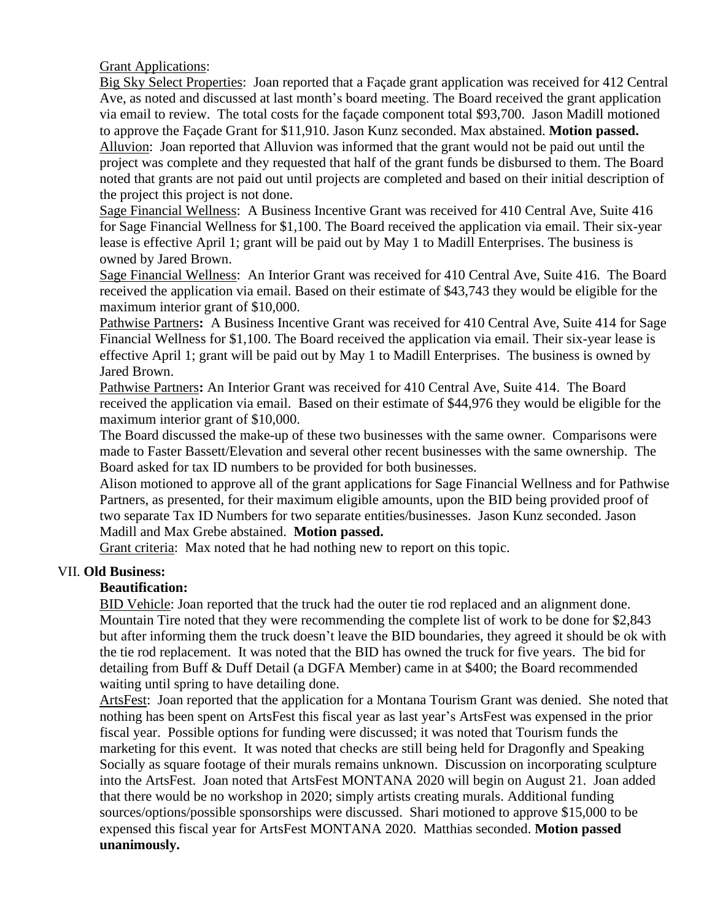Grant Applications:

Big Sky Select Properties: Joan reported that a Façade grant application was received for 412 Central Ave, as noted and discussed at last month's board meeting. The Board received the grant application via email to review. The total costs for the façade component total $93,700. Jason Madill motioned to approve the Façade Grant for $11,910. Jason Kunz seconded. Max abstained. **Motion passed.**

Alluvion: Joan reported that Alluvion was informed that the grant would not be paid out until the project was complete and they requested that half of the grant funds be disbursed to them. The Board noted that grants are not paid out until projects are completed and based on their initial description of the project this project is not done.

Sage Financial Wellness: A Business Incentive Grant was received for 410 Central Ave, Suite 416 for Sage Financial Wellness for $1,100. The Board received the application via email. Their six-year lease is effective April 1; grant will be paid out by May 1 to Madill Enterprises. The business is owned by Jared Brown.

Sage Financial Wellness: An Interior Grant was received for 410 Central Ave, Suite 416. The Board received the application via email. Based on their estimate of $43,743 they would be eligible for the maximum interior grant of $10,000.

Pathwise Partners**:** A Business Incentive Grant was received for 410 Central Ave, Suite 414 for Sage Financial Wellness for $1,100. The Board received the application via email. Their six-year lease is effective April 1; grant will be paid out by May 1 to Madill Enterprises. The business is owned by Jared Brown.

Pathwise Partners**:** An Interior Grant was received for 410 Central Ave, Suite 414. The Board received the application via email. Based on their estimate of $44,976 they would be eligible for the maximum interior grant of $10,000.

The Board discussed the make-up of these two businesses with the same owner. Comparisons were made to Faster Bassett/Elevation and several other recent businesses with the same ownership. The Board asked for tax ID numbers to be provided for both businesses.

Alison motioned to approve all of the grant applications for Sage Financial Wellness and for Pathwise Partners, as presented, for their maximum eligible amounts, upon the BID being provided proof of two separate Tax ID Numbers for two separate entities/businesses. Jason Kunz seconded. Jason Madill and Max Grebe abstained. **Motion passed.**

Grant criteria: Max noted that he had nothing new to report on this topic.

VII. **Old Business:**

**Beautification:**

BID Vehicle: Joan reported that the truck had the outer tie rod replaced and an alignment done. Mountain Tire noted that they were recommending the complete list of work to be done for $2,843 but after informing them the truck doesn't leave the BID boundaries, they agreed it should be ok with the tie rod replacement. It was noted that the BID has owned the truck for five years. The bid for detailing from Buff & Duff Detail (a DGFA Member) came in at $400; the Board recommended waiting until spring to have detailing done.

ArtsFest: Joan reported that the application for a Montana Tourism Grant was denied. She noted that nothing has been spent on ArtsFest this fiscal year as last year's ArtsFest was expensed in the prior fiscal year. Possible options for funding were discussed; it was noted that Tourism funds the marketing for this event. It was noted that checks are still being held for Dragonfly and Speaking Socially as square footage of their murals remains unknown. Discussion on incorporating sculpture into the ArtsFest. Joan noted that ArtsFest MONTANA 2020 will begin on August 21. Joan added that there would be no workshop in 2020; simply artists creating murals. Additional funding sources/options/possible sponsorships were discussed. Shari motioned to approve $15,000 to be expensed this fiscal year for ArtsFest MONTANA 2020. Matthias seconded. **Motion passed unanimously.**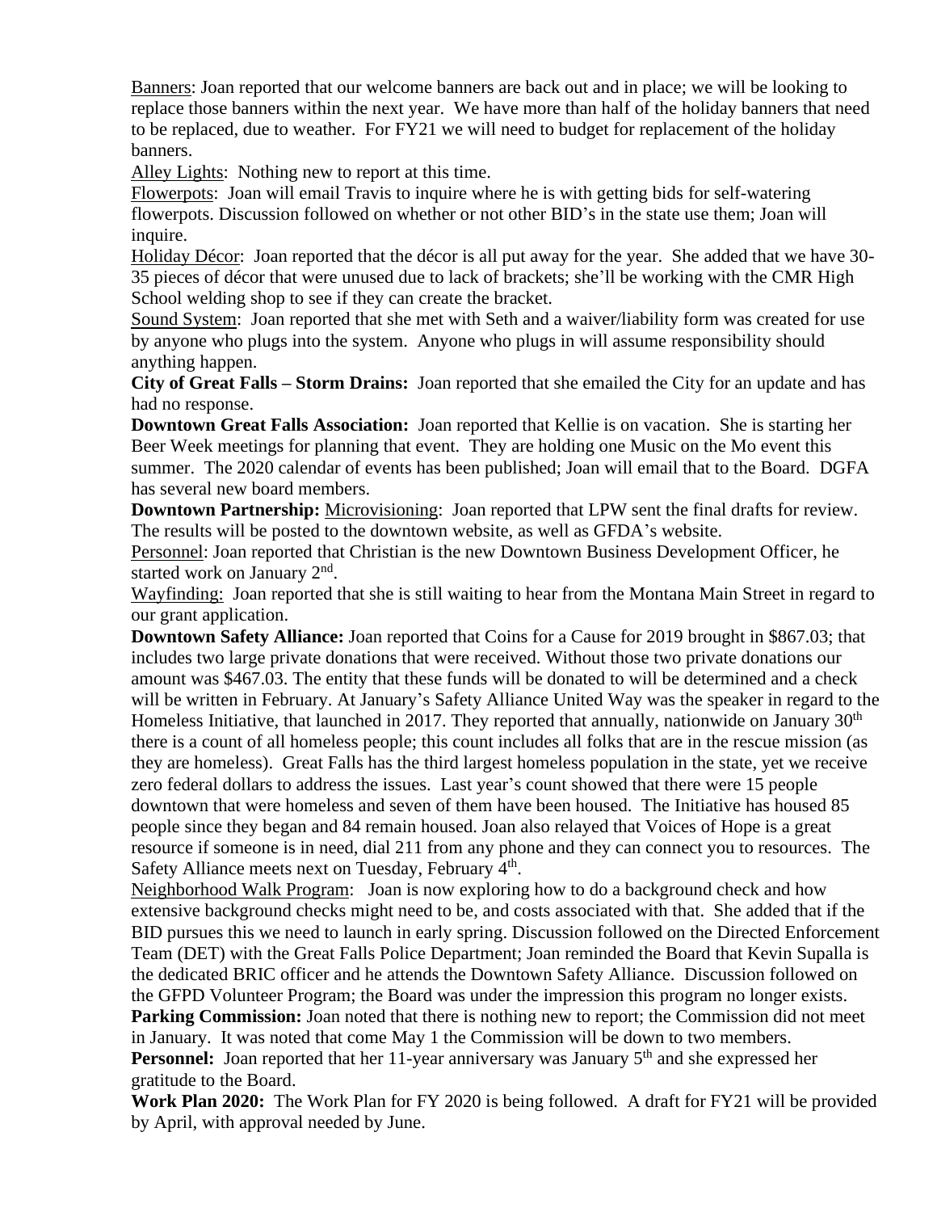Banners: Joan reported that our welcome banners are back out and in place; we will be looking to replace those banners within the next year. We have more than half of the holiday banners that need to be replaced, due to weather. For FY21 we will need to budget for replacement of the holiday banners.

Alley Lights: Nothing new to report at this time.

Flowerpots: Joan will email Travis to inquire where he is with getting bids for self-watering flowerpots. Discussion followed on whether or not other BID's in the state use them; Joan will inquire.

Holiday Décor: Joan reported that the décor is all put away for the year. She added that we have 30-35 pieces of décor that were unused due to lack of brackets; she'll be working with the CMR High School welding shop to see if they can create the bracket.

Sound System: Joan reported that she met with Seth and a waiver/liability form was created for use by anyone who plugs into the system. Anyone who plugs in will assume responsibility should anything happen.

**City of Great Falls – Storm Drains:** Joan reported that she emailed the City for an update and has had no response.

**Downtown Great Falls Association:** Joan reported that Kellie is on vacation. She is starting her Beer Week meetings for planning that event. They are holding one Music on the Mo event this summer. The 2020 calendar of events has been published; Joan will email that to the Board. DGFA has several new board members.

**Downtown Partnership:** Microvisioning: Joan reported that LPW sent the final drafts for review. The results will be posted to the downtown website, as well as GFDA's website.

Personnel: Joan reported that Christian is the new Downtown Business Development Officer, he started work on January 2nd.

Wayfinding: Joan reported that she is still waiting to hear from the Montana Main Street in regard to our grant application.

**Downtown Safety Alliance:** Joan reported that Coins for a Cause for 2019 brought in $867.03; that includes two large private donations that were received. Without those two private donations our amount was $467.03. The entity that these funds will be donated to will be determined and a check will be written in February. At January's Safety Alliance United Way was the speaker in regard to the Homeless Initiative, that launched in 2017. They reported that annually, nationwide on January 30th there is a count of all homeless people; this count includes all folks that are in the rescue mission (as they are homeless). Great Falls has the third largest homeless population in the state, yet we receive zero federal dollars to address the issues. Last year's count showed that there were 15 people downtown that were homeless and seven of them have been housed. The Initiative has housed 85 people since they began and 84 remain housed. Joan also relayed that Voices of Hope is a great resource if someone is in need, dial 211 from any phone and they can connect you to resources. The Safety Alliance meets next on Tuesday, February 4th.

Neighborhood Walk Program: Joan is now exploring how to do a background check and how extensive background checks might need to be, and costs associated with that. She added that if the BID pursues this we need to launch in early spring. Discussion followed on the Directed Enforcement Team (DET) with the Great Falls Police Department; Joan reminded the Board that Kevin Supalla is the dedicated BRIC officer and he attends the Downtown Safety Alliance. Discussion followed on the GFPD Volunteer Program; the Board was under the impression this program no longer exists.

**Parking Commission:** Joan noted that there is nothing new to report; the Commission did not meet in January. It was noted that come May 1 the Commission will be down to two members.

**Personnel:** Joan reported that her 11-year anniversary was January 5th and she expressed her gratitude to the Board.

**Work Plan 2020:** The Work Plan for FY 2020 is being followed. A draft for FY21 will be provided by April, with approval needed by June.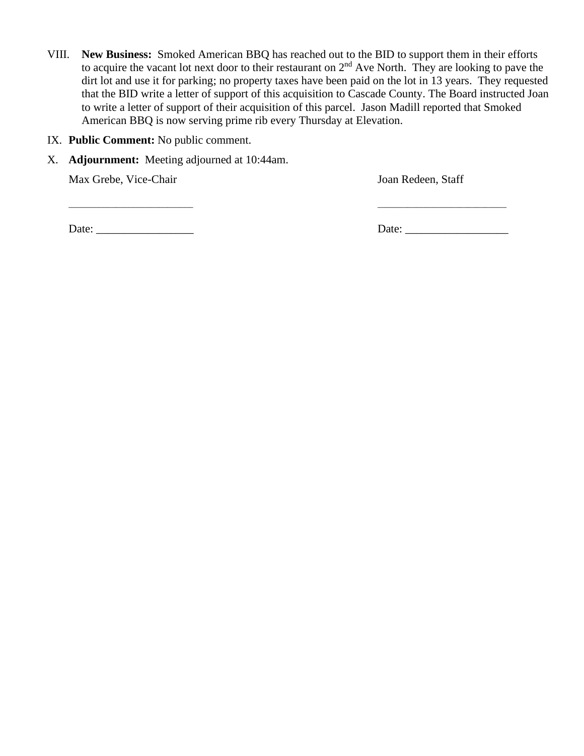VIII. **New Business:** Smoked American BBQ has reached out to the BID to support them in their efforts to acquire the vacant lot next door to their restaurant on 2nd Ave North. They are looking to pave the dirt lot and use it for parking; no property taxes have been paid on the lot in 13 years. They requested that the BID write a letter of support of this acquisition to Cascade County. The Board instructed Joan to write a letter of support of their acquisition of this parcel. Jason Madill reported that Smoked American BBQ is now serving prime rib every Thursday at Elevation.

IX. **Public Comment:** No public comment.

X. **Adjournment:** Meeting adjourned at 10:44am.

Max Grebe, Vice-Chair

______________________

Date: _________________

Joan Redeen, Staff

_______________________

Date: __________________